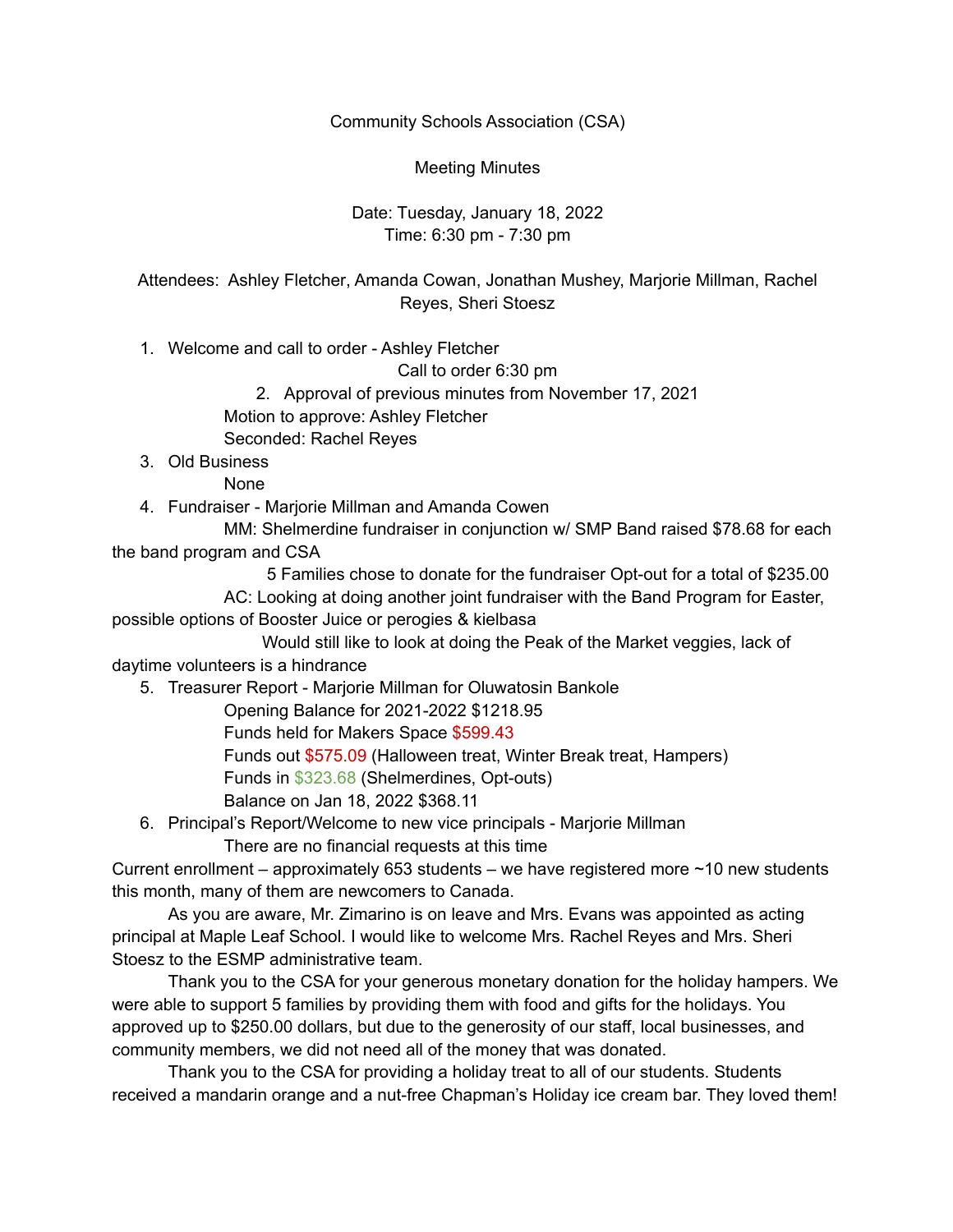Community Schools Association (CSA)

Meeting Minutes

Date: Tuesday, January 18, 2022
Time: 6:30 pm - 7:30 pm

Attendees: Ashley Fletcher, Amanda Cowan, Jonathan Mushey, Marjorie Millman, Rachel Reyes, Sheri Stoesz

1. Welcome and call to order - Ashley Fletcher

   Call to order 6:30 pm

2. Approval of previous minutes from November 17, 2021

   Motion to approve: Ashley Fletcher

   Seconded: Rachel Reyes

3. Old Business

   None

4. Fundraiser - Marjorie Millman and Amanda Cowen

   MM: Shelmerdine fundraiser in conjunction w/ SMP Band raised $78.68 for each the band program and CSA

   5 Families chose to donate for the fundraiser Opt-out for a total of $235.00

   AC: Looking at doing another joint fundraiser with the Band Program for Easter, possible options of Booster Juice or perogies & kielbasa

   Would still like to look at doing the Peak of the Market veggies, lack of daytime volunteers is a hindrance

5. Treasurer Report - Marjorie Millman for Oluwatosin Bankole

   Opening Balance for 2021-2022 $1218.95

   Funds held for Makers Space $599.43

   Funds out $575.09 (Halloween treat, Winter Break treat, Hampers)

   Funds in $323.68 (Shelmerdines, Opt-outs)

   Balance on Jan 18, 2022 $368.11

6. Principal's Report/Welcome to new vice principals - Marjorie Millman

   There are no financial requests at this time

Current enrollment – approximately 653 students – we have registered more ~10 new students this month, many of them are newcomers to Canada.

As you are aware, Mr. Zimarino is on leave and Mrs. Evans was appointed as acting principal at Maple Leaf School. I would like to welcome Mrs. Rachel Reyes and Mrs. Sheri Stoesz to the ESMP administrative team.

Thank you to the CSA for your generous monetary donation for the holiday hampers. We were able to support 5 families by providing them with food and gifts for the holidays. You approved up to $250.00 dollars, but due to the generosity of our staff, local businesses, and community members, we did not need all of the money that was donated.

Thank you to the CSA for providing a holiday treat to all of our students. Students received a mandarin orange and a nut-free Chapman's Holiday ice cream bar. They loved them!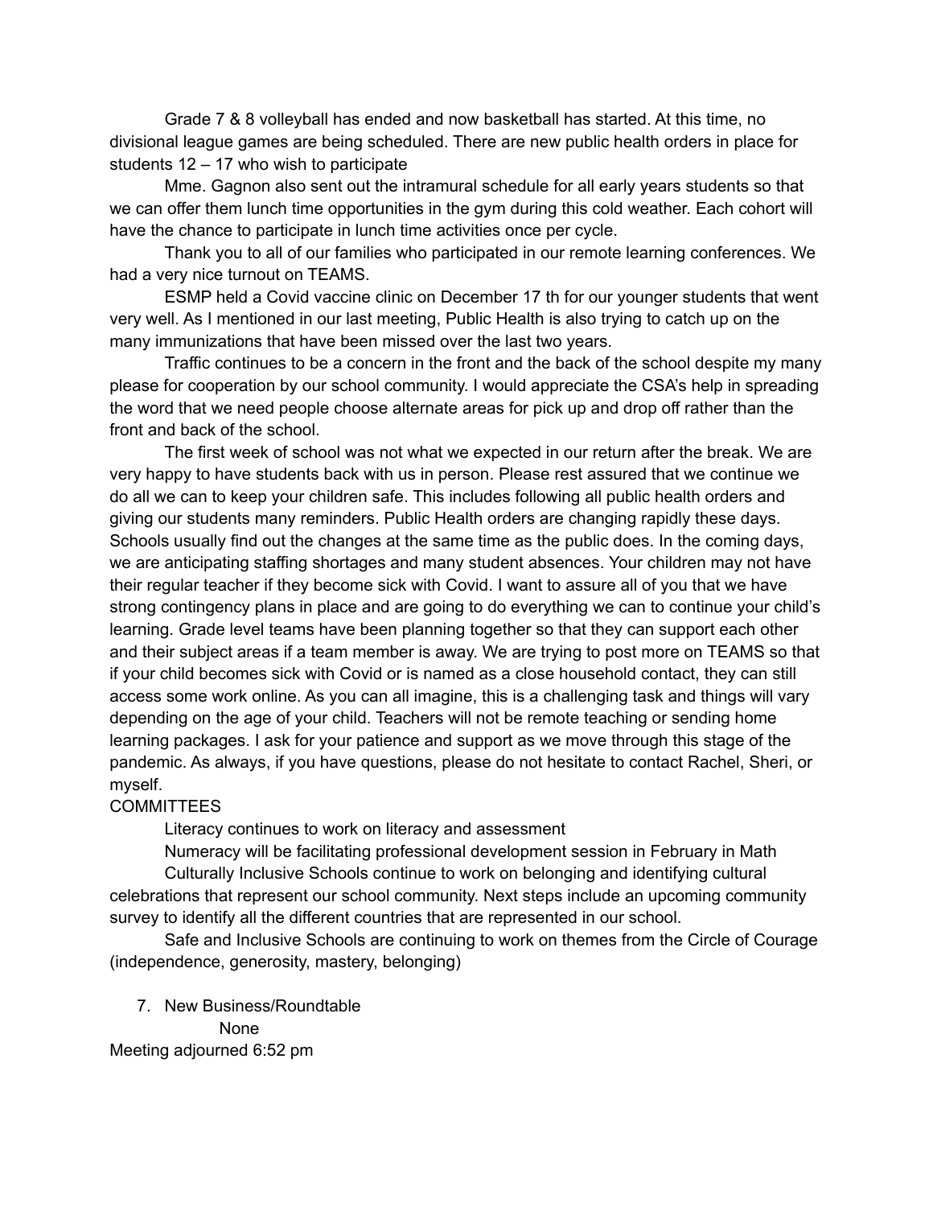Grade 7 & 8 volleyball has ended and now basketball has started. At this time, no divisional league games are being scheduled. There are new public health orders in place for students 12 – 17 who wish to participate

Mme. Gagnon also sent out the intramural schedule for all early years students so that we can offer them lunch time opportunities in the gym during this cold weather. Each cohort will have the chance to participate in lunch time activities once per cycle.

Thank you to all of our families who participated in our remote learning conferences. We had a very nice turnout on TEAMS.

ESMP held a Covid vaccine clinic on December 17 th for our younger students that went very well. As I mentioned in our last meeting, Public Health is also trying to catch up on the many immunizations that have been missed over the last two years.

Traffic continues to be a concern in the front and the back of the school despite my many please for cooperation by our school community. I would appreciate the CSA's help in spreading the word that we need people choose alternate areas for pick up and drop off rather than the front and back of the school.

The first week of school was not what we expected in our return after the break. We are very happy to have students back with us in person. Please rest assured that we continue we do all we can to keep your children safe. This includes following all public health orders and giving our students many reminders. Public Health orders are changing rapidly these days. Schools usually find out the changes at the same time as the public does. In the coming days, we are anticipating staffing shortages and many student absences. Your children may not have their regular teacher if they become sick with Covid. I want to assure all of you that we have strong contingency plans in place and are going to do everything we can to continue your child's learning. Grade level teams have been planning together so that they can support each other and their subject areas if a team member is away. We are trying to post more on TEAMS so that if your child becomes sick with Covid or is named as a close household contact, they can still access some work online. As you can all imagine, this is a challenging task and things will vary depending on the age of your child. Teachers will not be remote teaching or sending home learning packages. I ask for your patience and support as we move through this stage of the pandemic. As always, if you have questions, please do not hesitate to contact Rachel, Sheri, or myself.

COMMITTEES

Literacy continues to work on literacy and assessment

Numeracy will be facilitating professional development session in February in Math

Culturally Inclusive Schools continue to work on belonging and identifying cultural celebrations that represent our school community. Next steps include an upcoming community survey to identify all the different countries that are represented in our school.

Safe and Inclusive Schools are continuing to work on themes from the Circle of Courage (independence, generosity, mastery, belonging)

7. New Business/Roundtable

   None

Meeting adjourned 6:52 pm